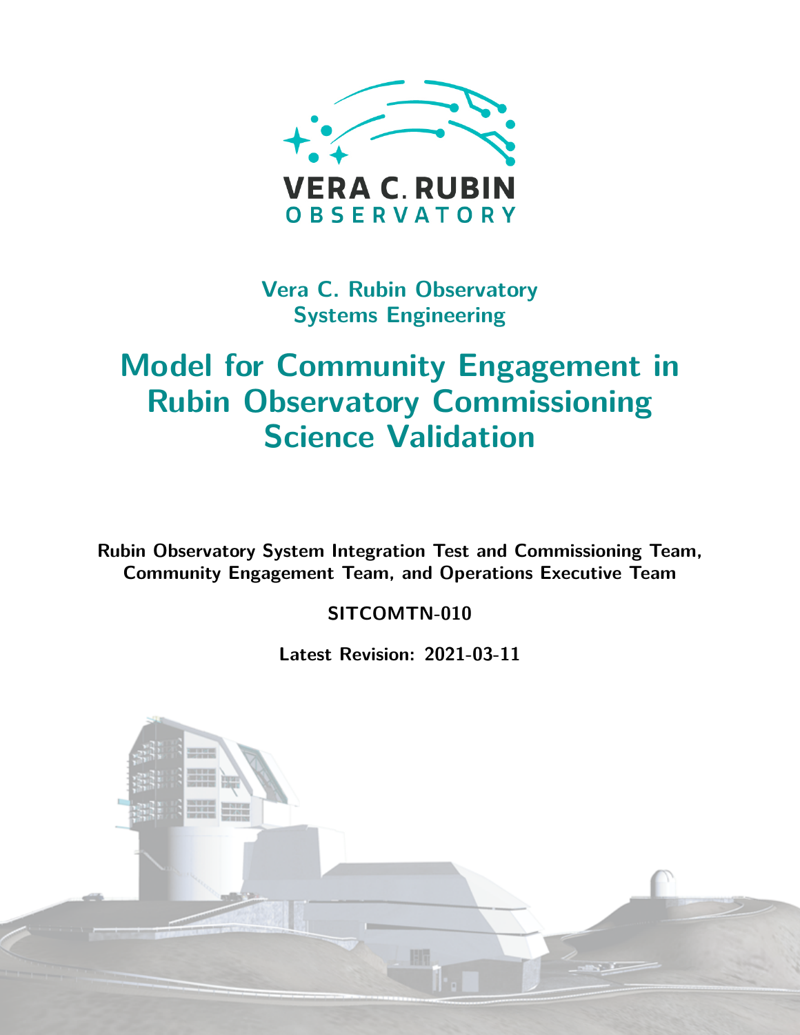VERA C. RUBIN
OBSERVATORY

**Vera C. Rubin Observatory**
**Systems Engineering**

# Model for Community Engagement in Rubin Observatory Commissioning Science Validation

**Rubin Observatory System Integration Test and Commissioning Team, Community Engagement Team, and Operations Executive Team**

**SITCOMTN-010**

**Latest Revision: 2021-03-11**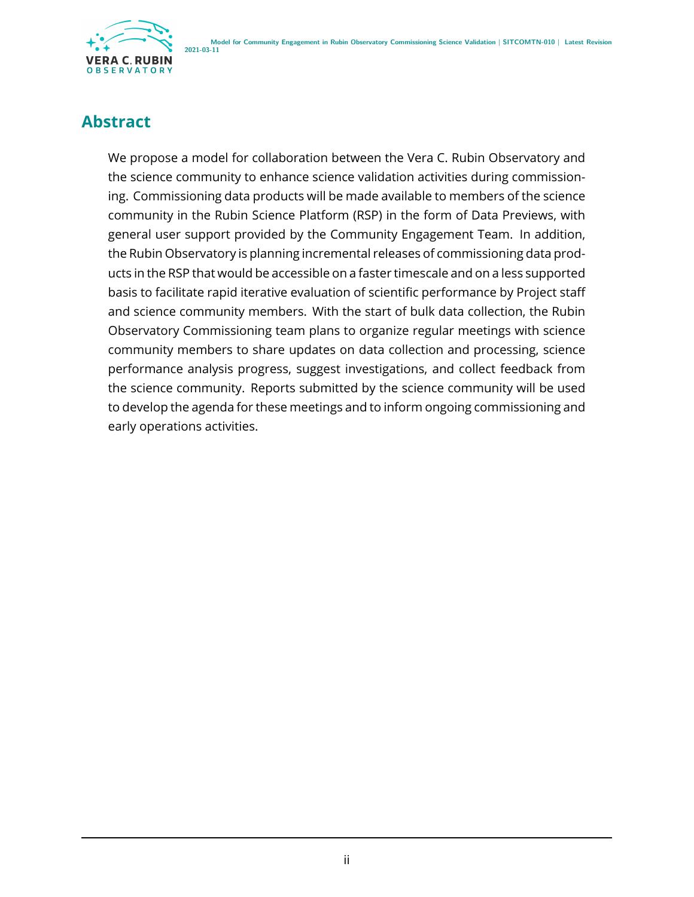## Abstract

We propose a model for collaboration between the Vera C. Rubin Observatory and the science community to enhance science validation activities during commissioning. Commissioning data products will be made available to members of the science community in the Rubin Science Platform (RSP) in the form of Data Previews, with general user support provided by the Community Engagement Team. In addition, the Rubin Observatory is planning incremental releases of commissioning data products in the RSP that would be accessible on a faster timescale and on a less supported basis to facilitate rapid iterative evaluation of scientific performance by Project staff and science community members. With the start of bulk data collection, the Rubin Observatory Commissioning team plans to organize regular meetings with science community members to share updates on data collection and processing, science performance analysis progress, suggest investigations, and collect feedback from the science community. Reports submitted by the science community will be used to develop the agenda for these meetings and to inform ongoing commissioning and early operations activities.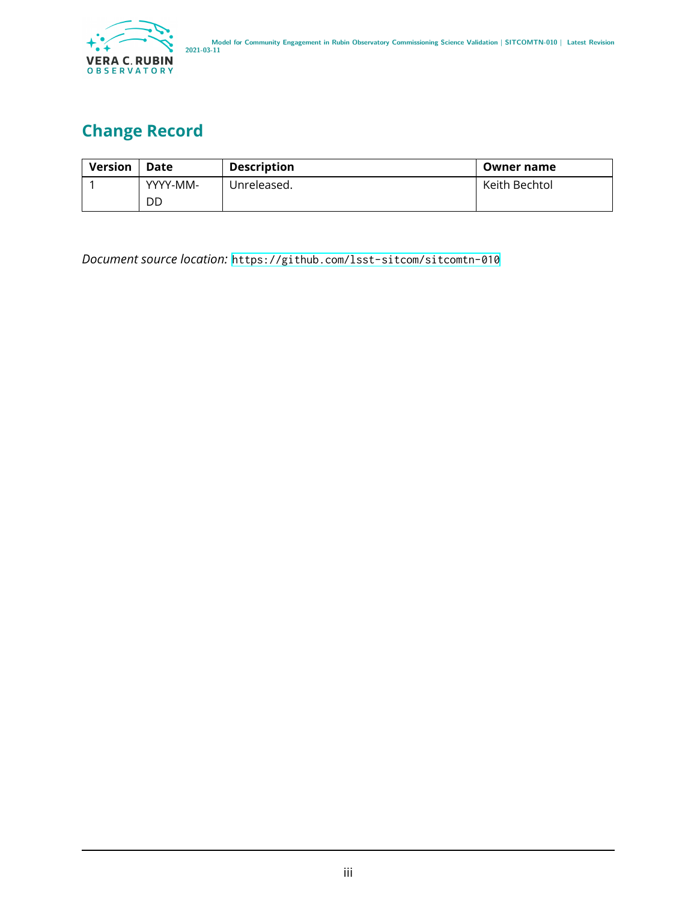# Change Record

| Version | Date | Description | Owner name |
| --- | --- | --- | --- |
| 1 | YYYY-MM-DD | Unreleased. | Keith Bechtol |

*Document source location:* https://github.com/lsst-sitcom/sitcomtn-010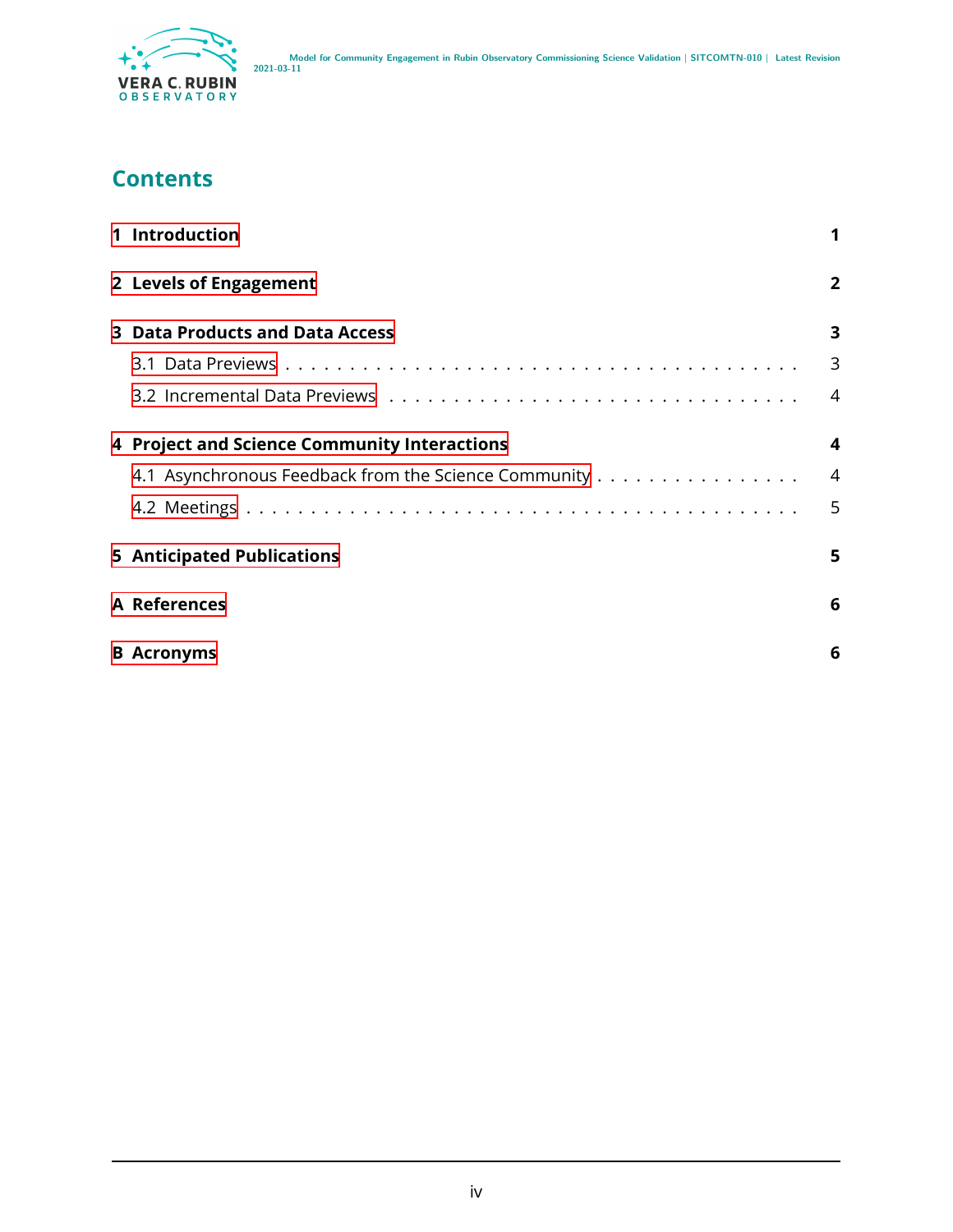# Contents

| | |
|---|---|
| **1 Introduction** | **1** |
| **2 Levels of Engagement** | **2** |
| **3 Data Products and Data Access** | **3** |
| 3.1 Data Previews | 3 |
| 3.2 Incremental Data Previews | 4 |
| **4 Project and Science Community Interactions** | **4** |
| 4.1 Asynchronous Feedback from the Science Community | 4 |
| 4.2 Meetings | 5 |
| **5 Anticipated Publications** | **5** |
| **A References** | **6** |
| **B Acronyms** | **6** |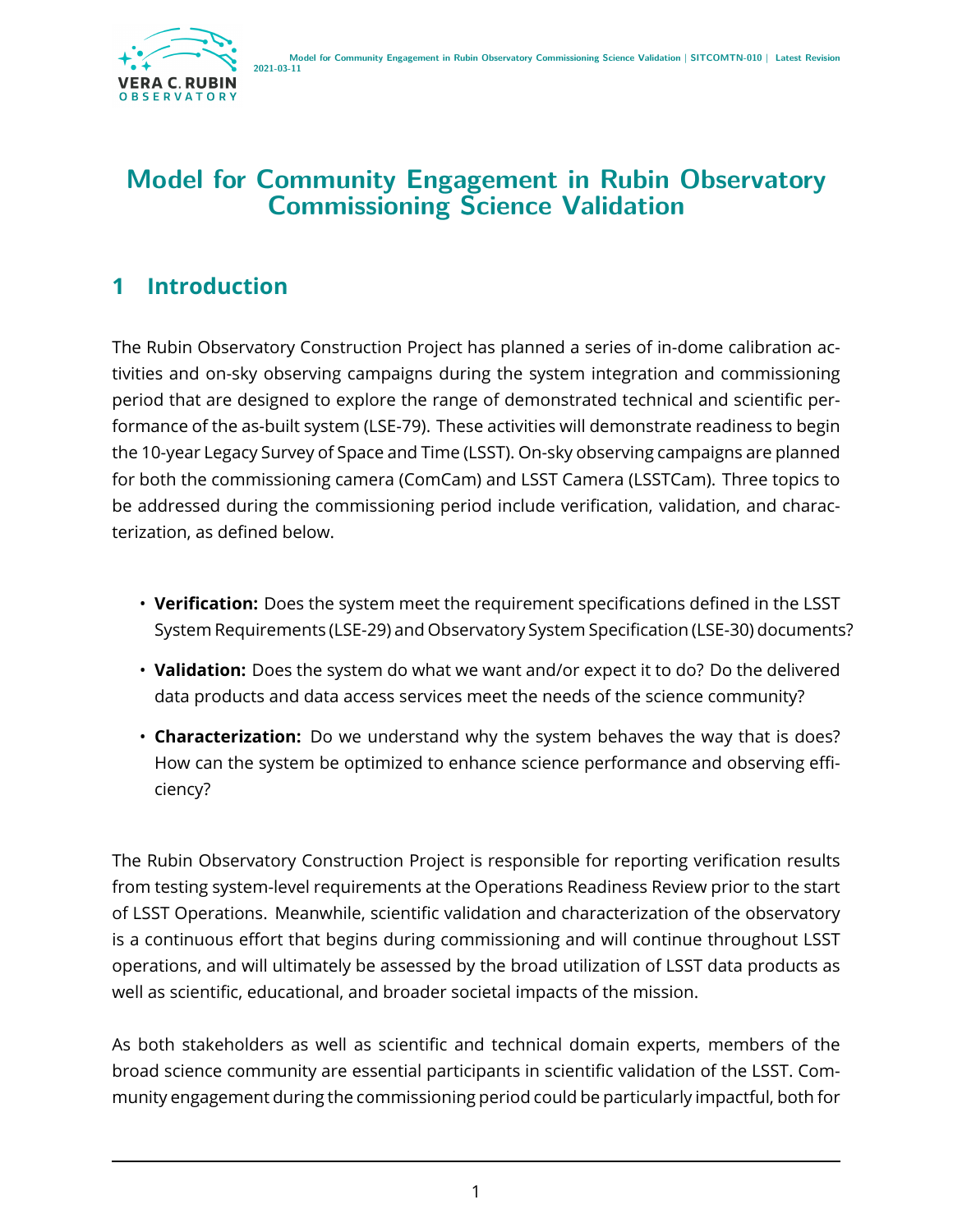# Model for Community Engagement in Rubin Observatory Commissioning Science Validation

## 1 Introduction

The Rubin Observatory Construction Project has planned a series of in-dome calibration activities and on-sky observing campaigns during the system integration and commissioning period that are designed to explore the range of demonstrated technical and scientific performance of the as-built system (LSE-79). These activities will demonstrate readiness to begin the 10-year Legacy Survey of Space and Time (LSST). On-sky observing campaigns are planned for both the commissioning camera (ComCam) and LSST Camera (LSSTCam). Three topics to be addressed during the commissioning period include verification, validation, and characterization, as defined below.

- **Verification:** Does the system meet the requirement specifications defined in the LSST System Requirements (LSE-29) and Observatory System Specification (LSE-30) documents?
- **Validation:** Does the system do what we want and/or expect it to do? Do the delivered data products and data access services meet the needs of the science community?
- **Characterization:** Do we understand why the system behaves the way that is does? How can the system be optimized to enhance science performance and observing efficiency?

The Rubin Observatory Construction Project is responsible for reporting verification results from testing system-level requirements at the Operations Readiness Review prior to the start of LSST Operations. Meanwhile, scientific validation and characterization of the observatory is a continuous effort that begins during commissioning and will continue throughout LSST operations, and will ultimately be assessed by the broad utilization of LSST data products as well as scientific, educational, and broader societal impacts of the mission.

As both stakeholders as well as scientific and technical domain experts, members of the broad science community are essential participants in scientific validation of the LSST. Community engagement during the commissioning period could be particularly impactful, both for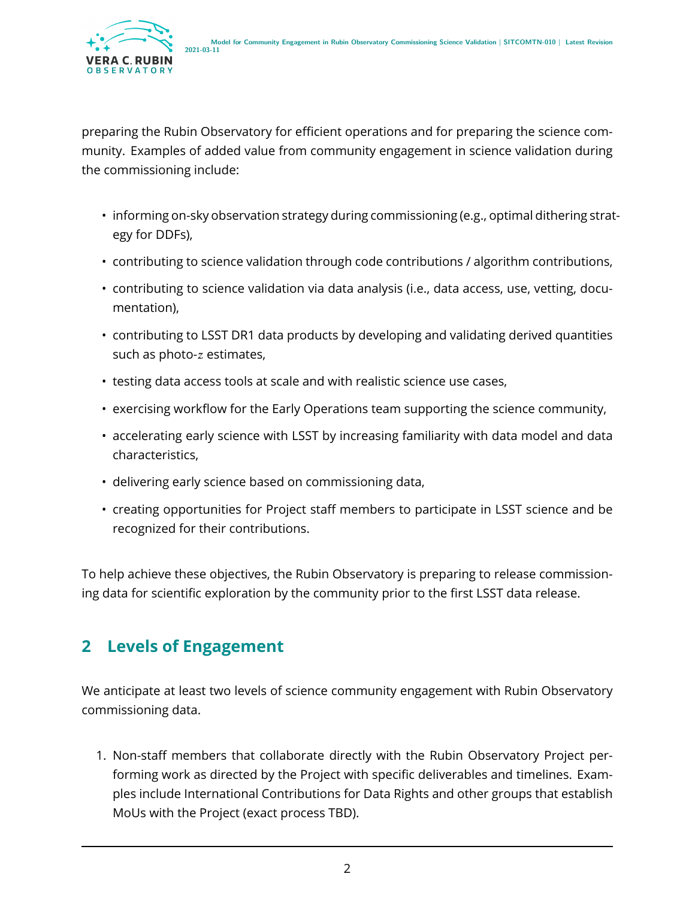preparing the Rubin Observatory for efficient operations and for preparing the science community. Examples of added value from community engagement in science validation during the commissioning include:

- informing on-sky observation strategy during commissioning (e.g., optimal dithering strategy for DDFs),
- contributing to science validation through code contributions / algorithm contributions,
- contributing to science validation via data analysis (i.e., data access, use, vetting, documentation),
- contributing to LSST DR1 data products by developing and validating derived quantities such as photo-$z$ estimates,
- testing data access tools at scale and with realistic science use cases,
- exercising workflow for the Early Operations team supporting the science community,
- accelerating early science with LSST by increasing familiarity with data model and data characteristics,
- delivering early science based on commissioning data,
- creating opportunities for Project staff members to participate in LSST science and be recognized for their contributions.

To help achieve these objectives, the Rubin Observatory is preparing to release commissioning data for scientific exploration by the community prior to the first LSST data release.

## 2 Levels of Engagement

We anticipate at least two levels of science community engagement with Rubin Observatory commissioning data.

1. Non-staff members that collaborate directly with the Rubin Observatory Project performing work as directed by the Project with specific deliverables and timelines. Examples include International Contributions for Data Rights and other groups that establish MoUs with the Project (exact process TBD).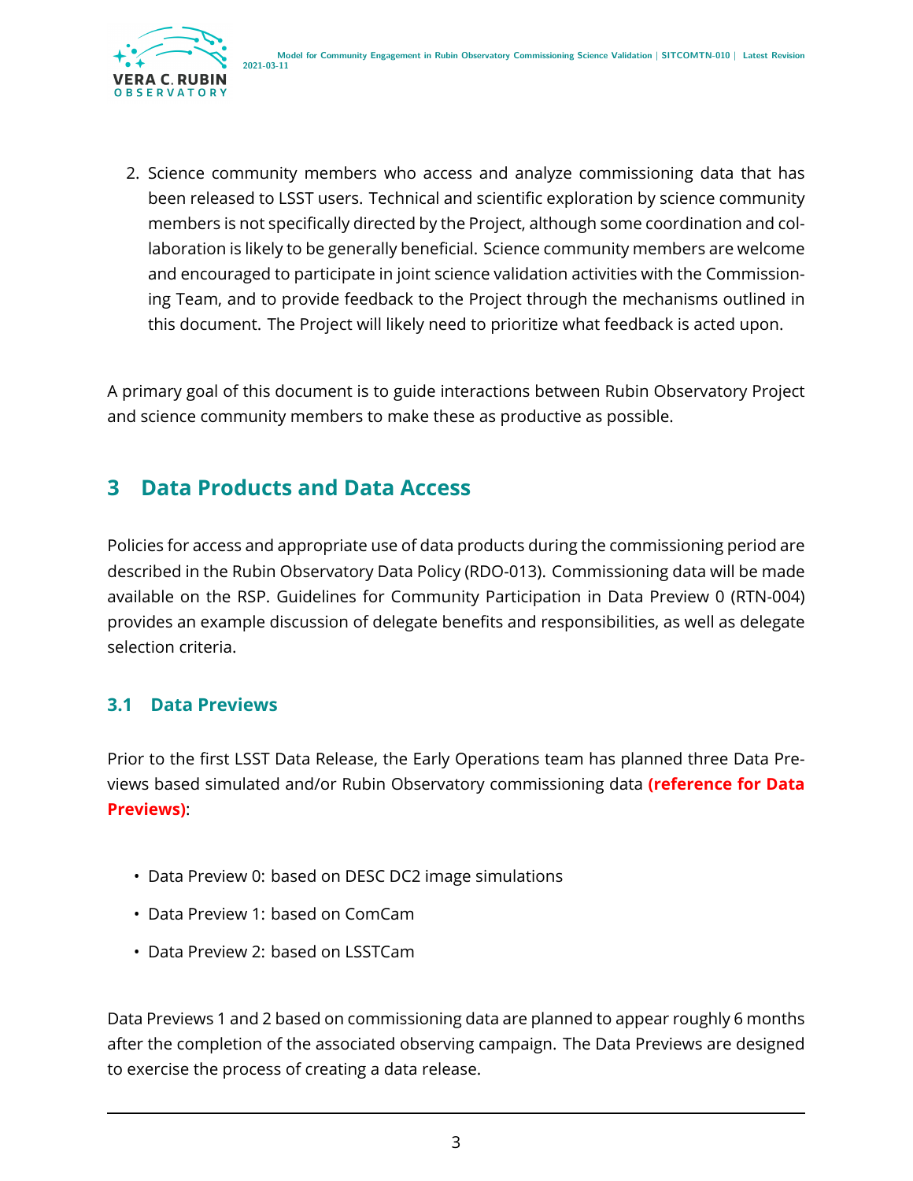2. Science community members who access and analyze commissioning data that has been released to LSST users. Technical and scientific exploration by science community members is not specifically directed by the Project, although some coordination and collaboration is likely to be generally beneficial. Science community members are welcome and encouraged to participate in joint science validation activities with the Commissioning Team, and to provide feedback to the Project through the mechanisms outlined in this document. The Project will likely need to prioritize what feedback is acted upon.

A primary goal of this document is to guide interactions between Rubin Observatory Project and science community members to make these as productive as possible.

## 3 Data Products and Data Access

Policies for access and appropriate use of data products during the commissioning period are described in the Rubin Observatory Data Policy (RDO-013). Commissioning data will be made available on the RSP. Guidelines for Community Participation in Data Preview 0 (RTN-004) provides an example discussion of delegate benefits and responsibilities, as well as delegate selection criteria.

### 3.1 Data Previews

Prior to the first LSST Data Release, the Early Operations team has planned three Data Previews based simulated and/or Rubin Observatory commissioning data **(reference for Data Previews)**:

- Data Preview 0: based on DESC DC2 image simulations
- Data Preview 1: based on ComCam
- Data Preview 2: based on LSSTCam

Data Previews 1 and 2 based on commissioning data are planned to appear roughly 6 months after the completion of the associated observing campaign. The Data Previews are designed to exercise the process of creating a data release.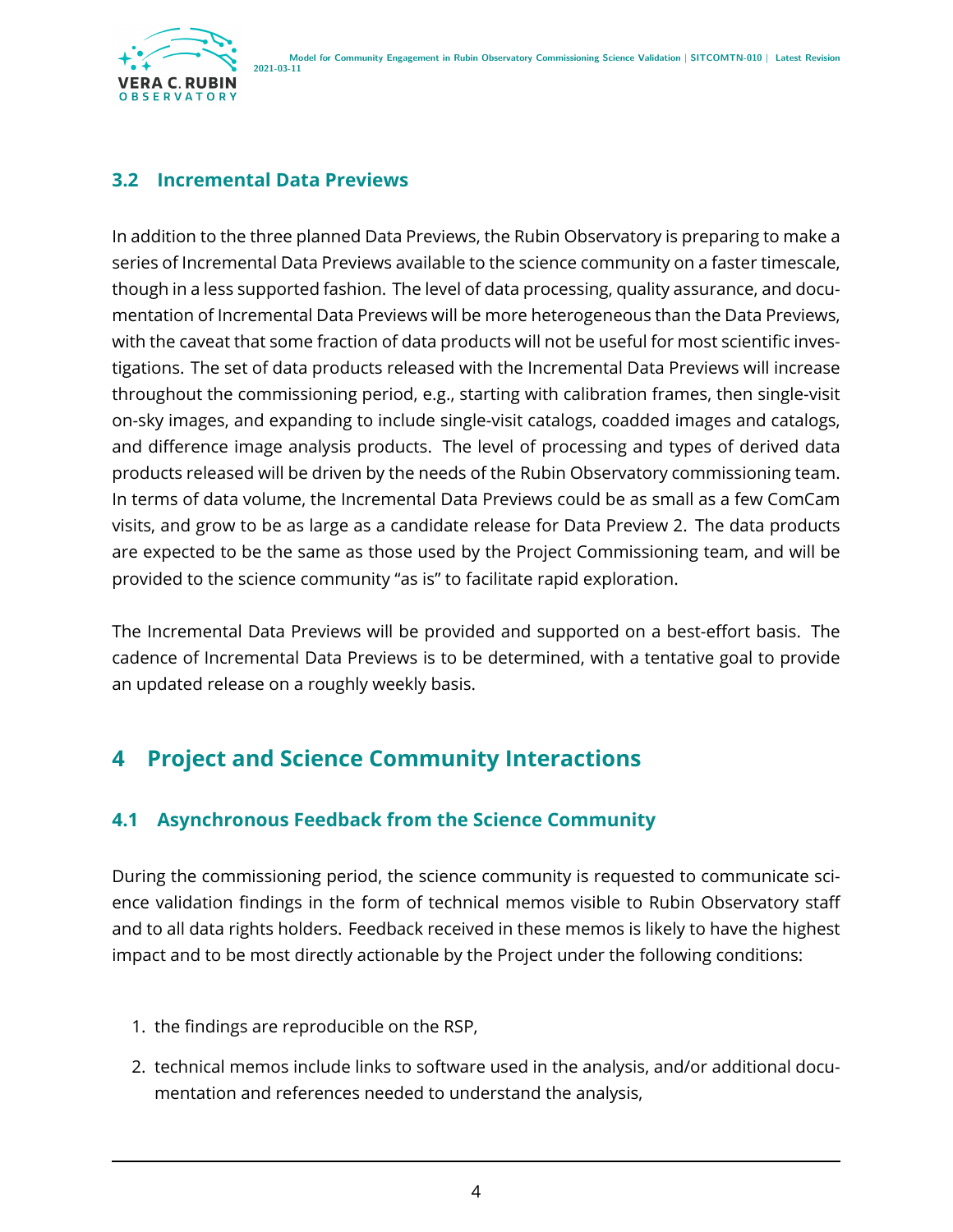### 3.2 Incremental Data Previews

In addition to the three planned Data Previews, the Rubin Observatory is preparing to make a series of Incremental Data Previews available to the science community on a faster timescale, though in a less supported fashion. The level of data processing, quality assurance, and documentation of Incremental Data Previews will be more heterogeneous than the Data Previews, with the caveat that some fraction of data products will not be useful for most scientific investigations. The set of data products released with the Incremental Data Previews will increase throughout the commissioning period, e.g., starting with calibration frames, then single-visit on-sky images, and expanding to include single-visit catalogs, coadded images and catalogs, and difference image analysis products. The level of processing and types of derived data products released will be driven by the needs of the Rubin Observatory commissioning team. In terms of data volume, the Incremental Data Previews could be as small as a few ComCam visits, and grow to be as large as a candidate release for Data Preview 2. The data products are expected to be the same as those used by the Project Commissioning team, and will be provided to the science community "as is" to facilitate rapid exploration.

The Incremental Data Previews will be provided and supported on a best-effort basis. The cadence of Incremental Data Previews is to be determined, with a tentative goal to provide an updated release on a roughly weekly basis.

## 4 Project and Science Community Interactions

### 4.1 Asynchronous Feedback from the Science Community

During the commissioning period, the science community is requested to communicate science validation findings in the form of technical memos visible to Rubin Observatory staff and to all data rights holders. Feedback received in these memos is likely to have the highest impact and to be most directly actionable by the Project under the following conditions:

1. the findings are reproducible on the RSP,
2. technical memos include links to software used in the analysis, and/or additional documentation and references needed to understand the analysis,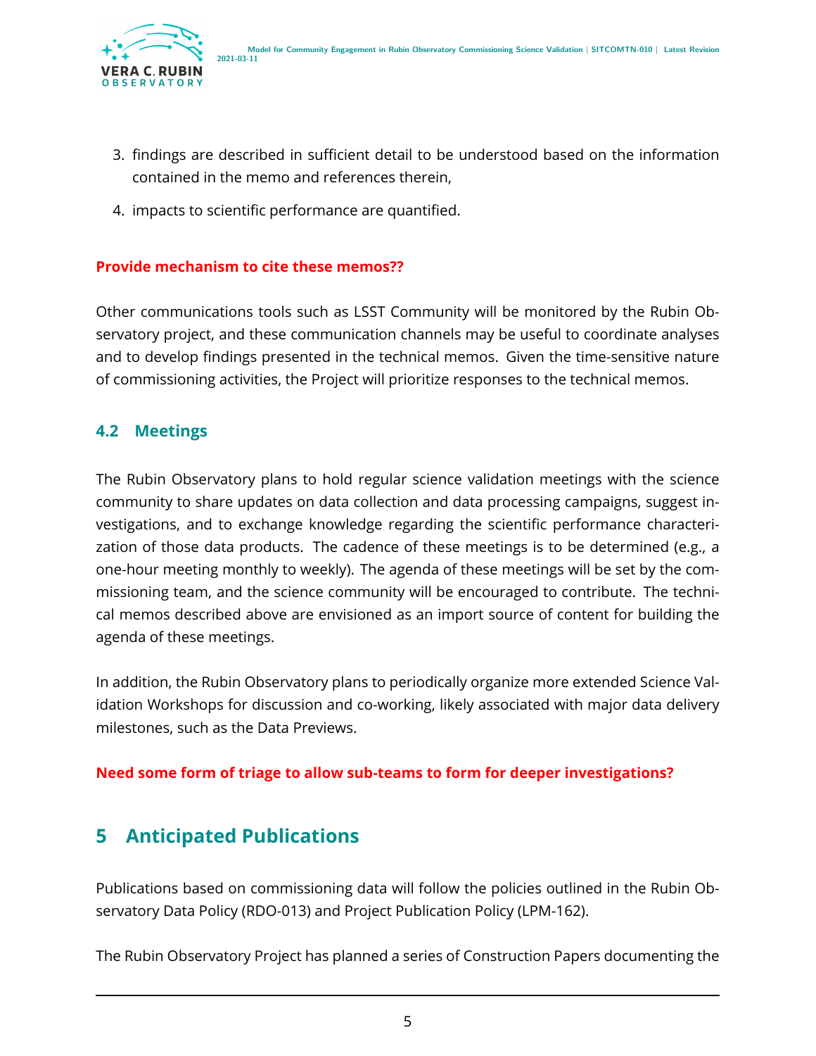3. findings are described in sufficient detail to be understood based on the information contained in the memo and references therein,
4. impacts to scientific performance are quantified.

**Provide mechanism to cite these memos??**

Other communications tools such as LSST Community will be monitored by the Rubin Observatory project, and these communication channels may be useful to coordinate analyses and to develop findings presented in the technical memos. Given the time-sensitive nature of commissioning activities, the Project will prioritize responses to the technical memos.

## 4.2 Meetings

The Rubin Observatory plans to hold regular science validation meetings with the science community to share updates on data collection and data processing campaigns, suggest investigations, and to exchange knowledge regarding the scientific performance characterization of those data products. The cadence of these meetings is to be determined (e.g., a one-hour meeting monthly to weekly). The agenda of these meetings will be set by the commissioning team, and the science community will be encouraged to contribute. The technical memos described above are envisioned as an import source of content for building the agenda of these meetings.

In addition, the Rubin Observatory plans to periodically organize more extended Science Validation Workshops for discussion and co-working, likely associated with major data delivery milestones, such as the Data Previews.

**Need some form of triage to allow sub-teams to form for deeper investigations?**

# 5 Anticipated Publications

Publications based on commissioning data will follow the policies outlined in the Rubin Observatory Data Policy (RDO-013) and Project Publication Policy (LPM-162).

The Rubin Observatory Project has planned a series of Construction Papers documenting the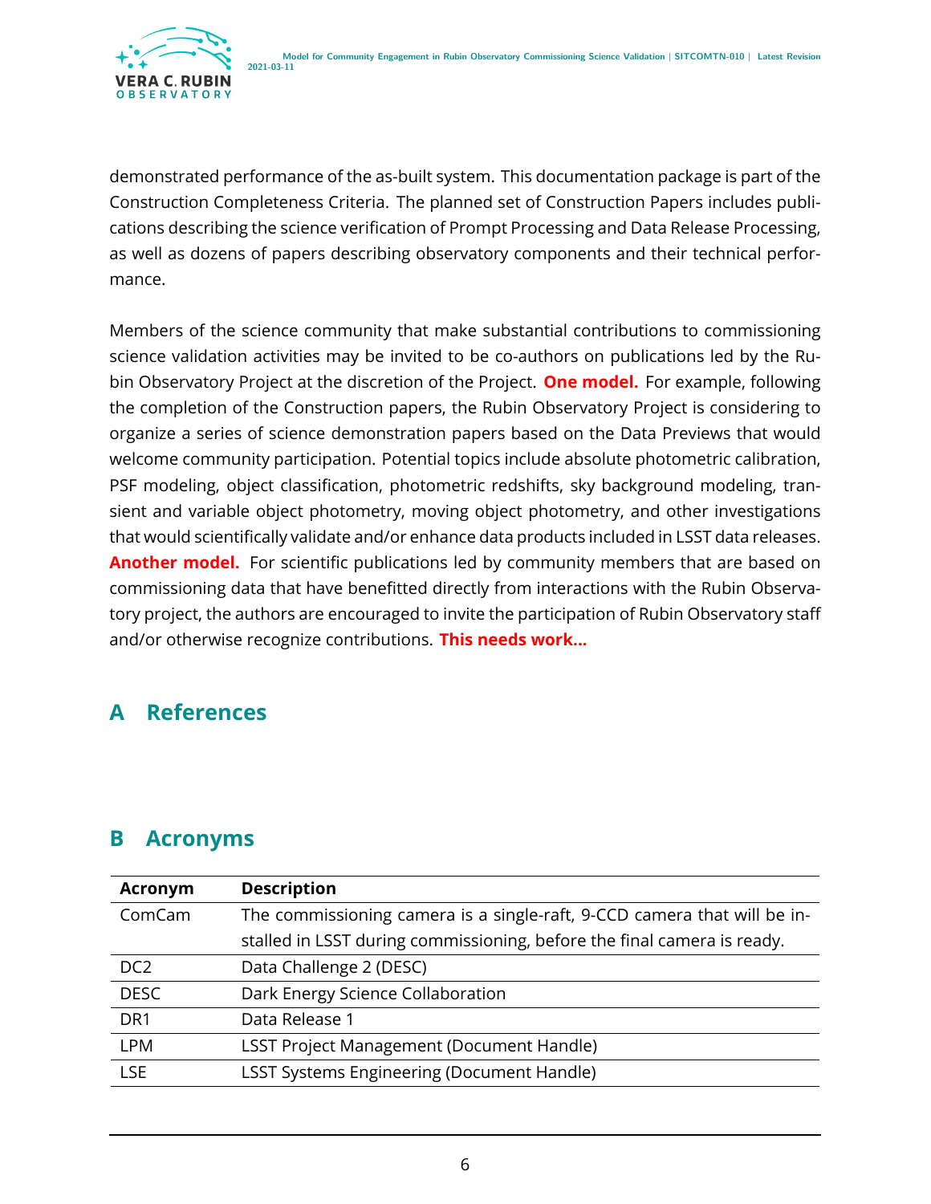demonstrated performance of the as-built system. This documentation package is part of the Construction Completeness Criteria. The planned set of Construction Papers includes publications describing the science verification of Prompt Processing and Data Release Processing, as well as dozens of papers describing observatory components and their technical performance.

Members of the science community that make substantial contributions to commissioning science validation activities may be invited to be co-authors on publications led by the Rubin Observatory Project at the discretion of the Project. **One model.** For example, following the completion of the Construction papers, the Rubin Observatory Project is considering to organize a series of science demonstration papers based on the Data Previews that would welcome community participation. Potential topics include absolute photometric calibration, PSF modeling, object classification, photometric redshifts, sky background modeling, transient and variable object photometry, moving object photometry, and other investigations that would scientifically validate and/or enhance data products included in LSST data releases. **Another model.** For scientific publications led by community members that are based on commissioning data that have benefitted directly from interactions with the Rubin Observatory project, the authors are encouraged to invite the participation of Rubin Observatory staff and/or otherwise recognize contributions. **This needs work...**

## A References

## B Acronyms

| Acronym | Description |
|---|---|
| ComCam | The commissioning camera is a single-raft, 9-CCD camera that will be installed in LSST during commissioning, before the final camera is ready. |
| DC2 | Data Challenge 2 (DESC) |
| DESC | Dark Energy Science Collaboration |
| DR1 | Data Release 1 |
| LPM | LSST Project Management (Document Handle) |
| LSE | LSST Systems Engineering (Document Handle) |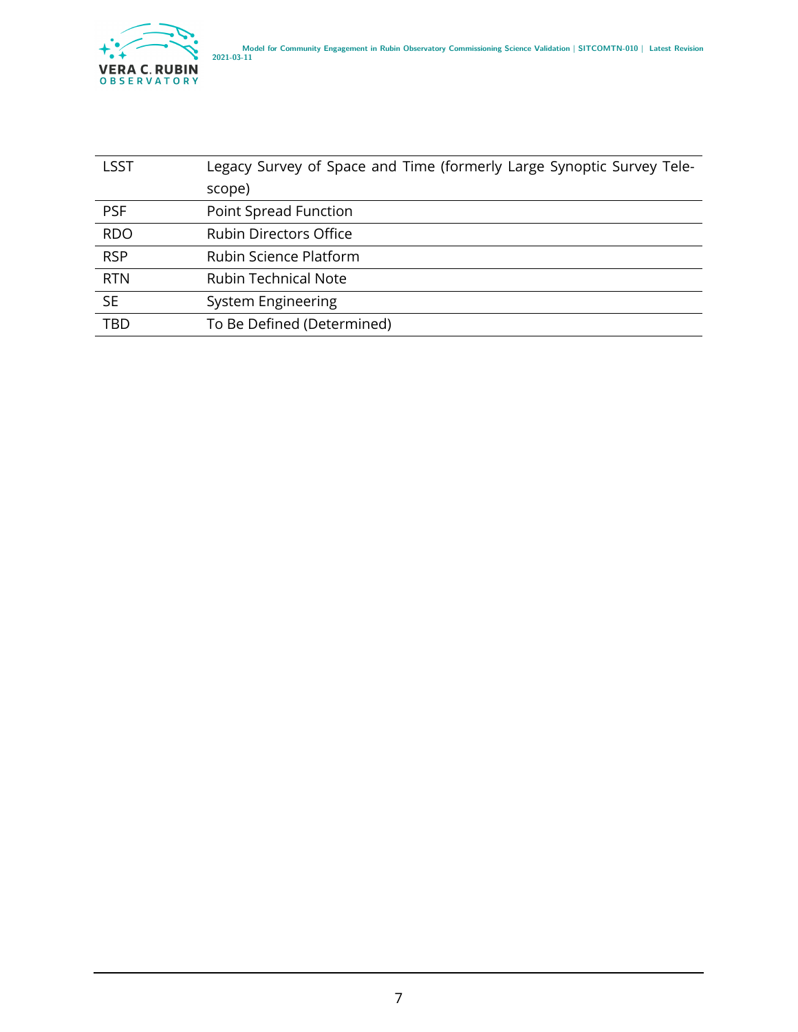| | |
|---|---|
| LSST | Legacy Survey of Space and Time (formerly Large Synoptic Survey Telescope) |
| PSF | Point Spread Function |
| RDO | Rubin Directors Office |
| RSP | Rubin Science Platform |
| RTN | Rubin Technical Note |
| SE | System Engineering |
| TBD | To Be Defined (Determined) |